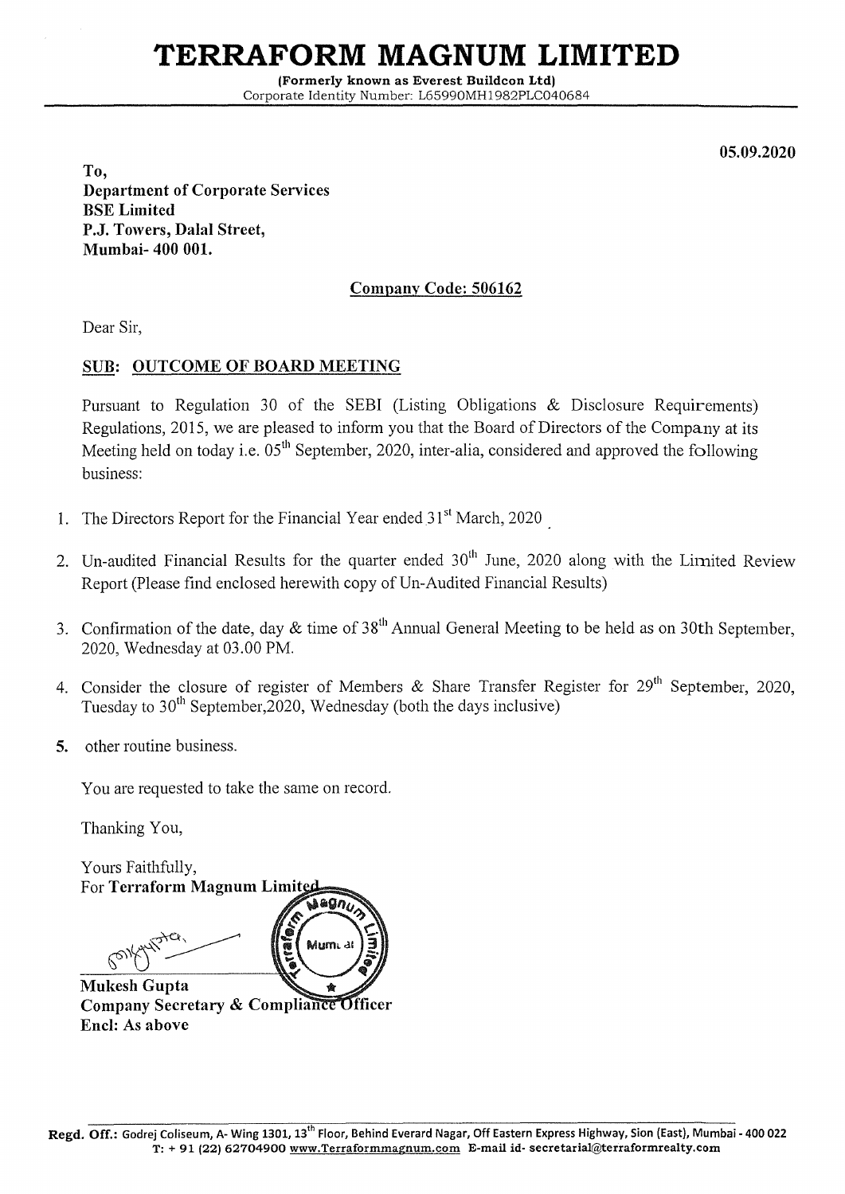# TERRAFORM MAGNUM LIMITED

**(Formerly known as Everest Buildcon Ltd)**
Corporate Identity Number: L65990MH1982PLC040684

**05.09.2020**

**To,**
**Department of Corporate Services**
**BSE Limited**
**P.J. Towers, Dalal Street,**
**Mumbai- 400 001.**

**Company Code: 506162**

Dear Sir,

**SUB: OUTCOME OF BOARD MEETING**

Pursuant to Regulation 30 of the SEBI (Listing Obligations & Disclosure Requirements) Regulations, 2015, we are pleased to inform you that the Board of Directors of the Company at its Meeting held on today i.e. 05th September, 2020, inter-alia, considered and approved the following business:

1. The Directors Report for the Financial Year ended 31st March, 2020
2. Un-audited Financial Results for the quarter ended 30th June, 2020 along with the Limited Review Report (Please find enclosed herewith copy of Un-Audited Financial Results)
3. Confirmation of the date, day & time of 38th Annual General Meeting to be held as on 30th September, 2020, Wednesday at 03.00 PM.
4. Consider the closure of register of Members & Share Transfer Register for 29th September, 2020, Tuesday to 30th September,2020, Wednesday (both the days inclusive)
5. other routine business.

You are requested to take the same on record.

Thanking You,

Yours Faithfully,
For **Terraform Magnum Limited**

**Mukesh Gupta**
**Company Secretary & Compliance Officer**
**Encl: As above**

**Regd. Off.:** Godrej Coliseum, A- Wing 1301, 13th Floor, Behind Everard Nagar, Off Eastern Express Highway, Sion (East), Mumbai - 400 022
T: + 91 (22) 62704900 www.Terraformmagnum.com E-mail id- secretarial@terraformrealty.com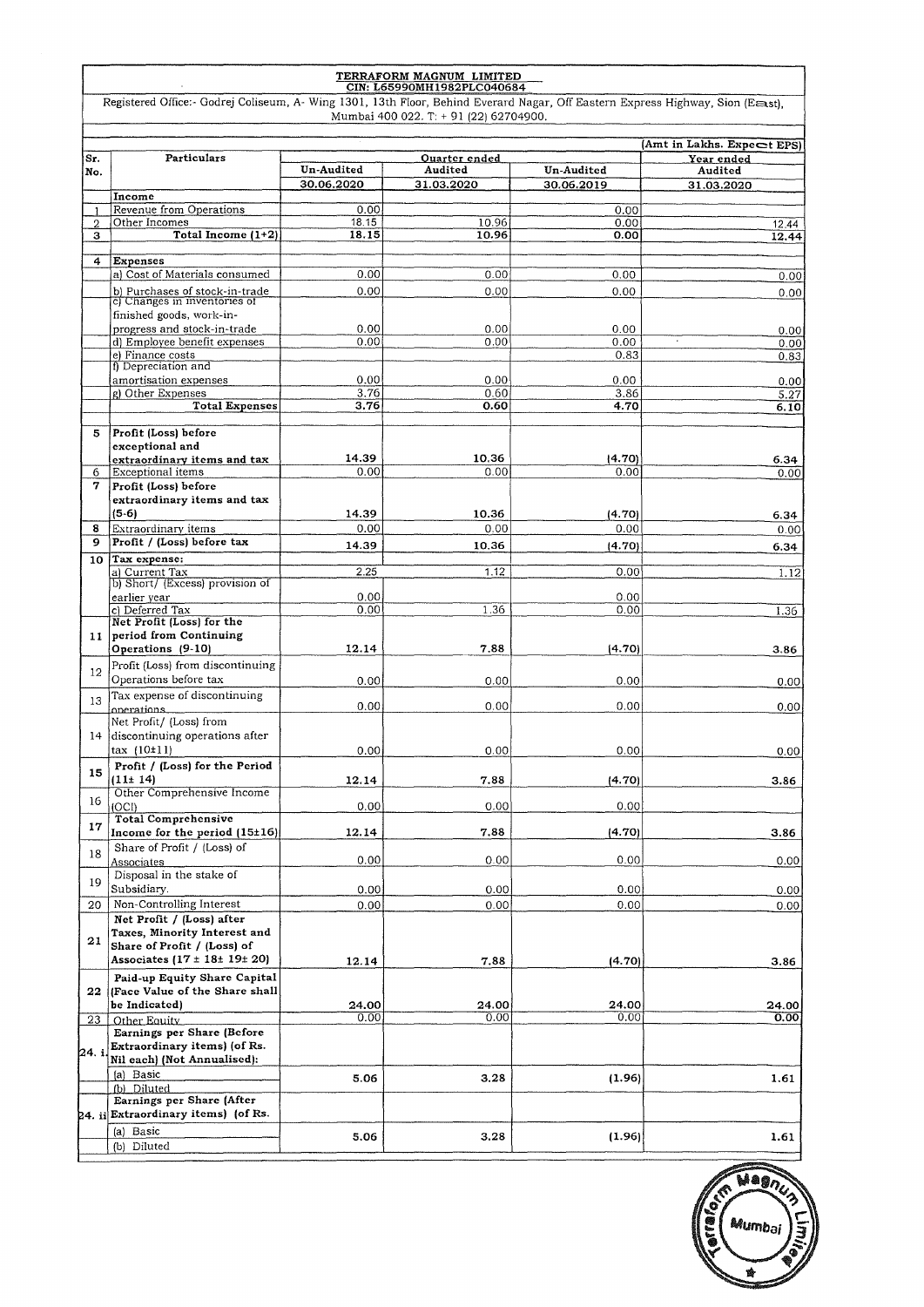**TERRAFORM MAGNUM LIMITED**
**CIN: L65990MH1982PLC040684**

Registered Office:- Godrej Coliseum, A- Wing 1301, 13th Floor, Behind Everard Nagar, Off Eastern Express Highway, Sion (East), Mumbai 400 022. T: + 91 (22) 62704900.

(Amt in Lakhs. Except EPS)

| Sr. No. | Particulars | Quarter ended | | | Year ended |
|---|---|---|---|---|---|
| | | Un-Audited | Audited | Un-Audited | Audited |
| | | 30.06.2020 | 31.03.2020 | 30.06.2019 | 31.03.2020 |
| | **Income** | | | | |
| 1 | Revenue from Operations | 0.00 | | 0.00 | |
| 2 | Other Incomes | 18.15 | 10.96 | 0.00 | 12.44 |
| 3 | **Total Income (1+2)** | **18.15** | **10.96** | **0.00** | **12.44** |
| 4 | **Expenses** | | | | |
| | a) Cost of Materials consumed | 0.00 | 0.00 | 0.00 | 0.00 |
| | b) Purchases of stock-in-trade | 0.00 | 0.00 | 0.00 | 0.00 |
| | c) Changes in inventories of finished goods, work-in-progress and stock-in-trade | 0.00 | 0.00 | 0.00 | 0.00 |
| | d) Employee benefit expenses | 0.00 | 0.00 | 0.00 | 0.00 |
| | e) Finance costs | | | 0.83 | 0.83 |
| | f) Depreciation and amortisation expenses | 0.00 | 0.00 | 0.00 | 0.00 |
| | g) Other Expenses | 3.76 | 0.60 | 3.86 | 5.27 |
| | **Total Expenses** | **3.76** | **0.60** | **4.70** | **6.10** |
| 5 | **Profit (Loss) before exceptional and extraordinary items and tax** | **14.39** | **10.36** | **(4.70)** | **6.34** |
| 6 | Exceptional items | 0.00 | 0.00 | 0.00 | 0.00 |
| 7 | **Profit (Loss) before extraordinary items and tax (5-6)** | **14.39** | **10.36** | **(4.70)** | **6.34** |
| 8 | Extraordinary items | 0.00 | 0.00 | 0.00 | 0.00 |
| 9 | **Profit / (Loss) before tax** | **14.39** | **10.36** | **(4.70)** | **6.34** |
| 10 | **Tax expense:** | | | | |
| | a) Current Tax | 2.25 | 1.12 | 0.00 | 1.12 |
| | b) Short/ (Excess) provision of earlier year | 0.00 | | 0.00 | |
| | c) Deferred Tax | 0.00 | 1.36 | 0.00 | 1.36 |
| 11 | **Net Profit (Loss) for the period from Continuing Operations (9-10)** | **12.14** | **7.88** | **(4.70)** | **3.86** |
| 12 | Profit (Loss) from discontinuing Operations before tax | 0.00 | 0.00 | 0.00 | 0.00 |
| 13 | Tax expense of discontinuing operations | 0.00 | 0.00 | 0.00 | 0.00 |
| 14 | Net Profit/ (Loss) from discontinuing operations after tax (10±11) | 0.00 | 0.00 | 0.00 | 0.00 |
| 15 | **Profit / (Loss) for the Period (11± 14)** | **12.14** | **7.88** | **(4.70)** | **3.86** |
| 16 | Other Comprehensive Income (OCI) | 0.00 | 0.00 | 0.00 | |
| 17 | **Total Comprehensive Income for the period (15±16)** | **12.14** | **7.88** | **(4.70)** | **3.86** |
| 18 | Share of Profit / (Loss) of Associates | 0.00 | 0.00 | 0.00 | 0.00 |
| 19 | Disposal in the stake of Subsidiary. | 0.00 | 0.00 | 0.00 | 0.00 |
| 20 | Non-Controlling Interest | 0.00 | 0.00 | 0.00 | 0.00 |
| 21 | **Net Profit / (Loss) after Taxes, Minority Interest and Share of Profit / (Loss) of Associates (17 ± 18± 19± 20)** | **12.14** | **7.88** | **(4.70)** | **3.86** |
| 22 | **Paid-up Equity Share Capital (Face Value of the Share shall be Indicated)** | **24.00** | **24.00** | **24.00** | **24.00** |
| 23 | Other Equity | 0.00 | 0.00 | 0.00 | **0.00** |
| 24. i | **Earnings per Share (Before Extraordinary items) (of Rs. Nil each) (Not Annualised):** | | | | |
| | (a) Basic<br>(b) Diluted | **5.06** | **3.28** | **(1.96)** | **1.61** |
| 24. ii | **Earnings per Share (After Extraordinary items) (of Rs.** | | | | |
| | (a) Basic<br>(b) Diluted | **5.06** | **3.28** | **(1.96)** | **1.61** |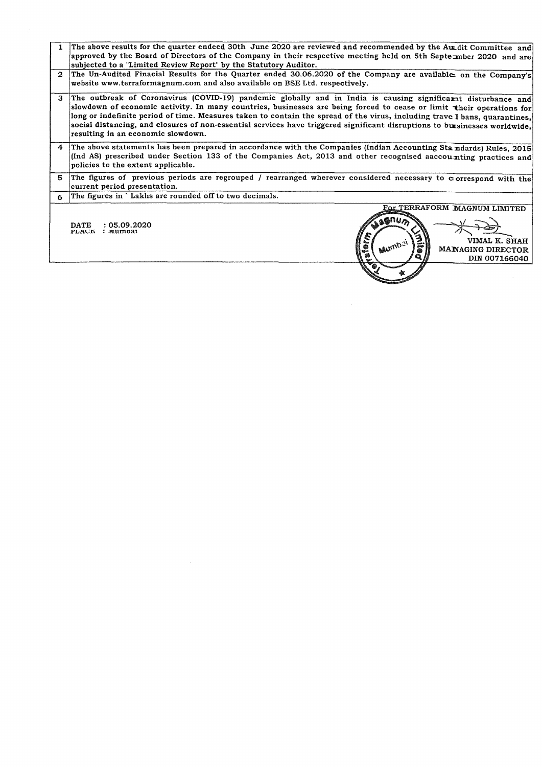| | |
|---|---|
| 1 | The above results for the quarter endeed 30th June 2020 are reviewed and recommended by the Audit Committee and approved by the Board of Directors of the Company in their respective meeting held on 5th September 2020 and are subjected to a "Limited Review Report" by the Statutory Auditor. |
| 2 | The Un-Audited Finacial Results for the Quarter ended 30.06.2020 of the Company are available on the Company's website www.terraformagnum.com and also available on BSE Ltd. respectively. |
| 3 | The outbreak of Coronavirus (COVID-19) pandemic globally and in India is causing significant disturbance and slowdown of economic activity. In many countries, businesses are being forced to cease or limit their operations for long or indefinite period of time. Measures taken to contain the spread of the virus, including travel bans, quarantines, social distancing, and closures of non-essential services have triggered significant disruptions to businesses worldwide, resulting in an economic slowdown. |
| 4 | The above statements has been prepared in accordance with the Companies (Indian Accounting Standards) Rules, 2015 (Ind AS) prescribed under Section 133 of the Companies Act, 2013 and other recognised aaccounting practices and policies to the extent applicable. |
| 5 | The figures of previous periods are regrouped / rearranged wherever considered necessary to correspond with the current period presentation. |
| 6 | The figures in ` Lakhs are rounded off to two decimals. |

DATE : 05.09.2020
PLACE : Mumbai

For TERRAFORM MAGNUM LIMITED

VIMAL K. SHAH
MANAGING DIRECTOR
DIN 007166040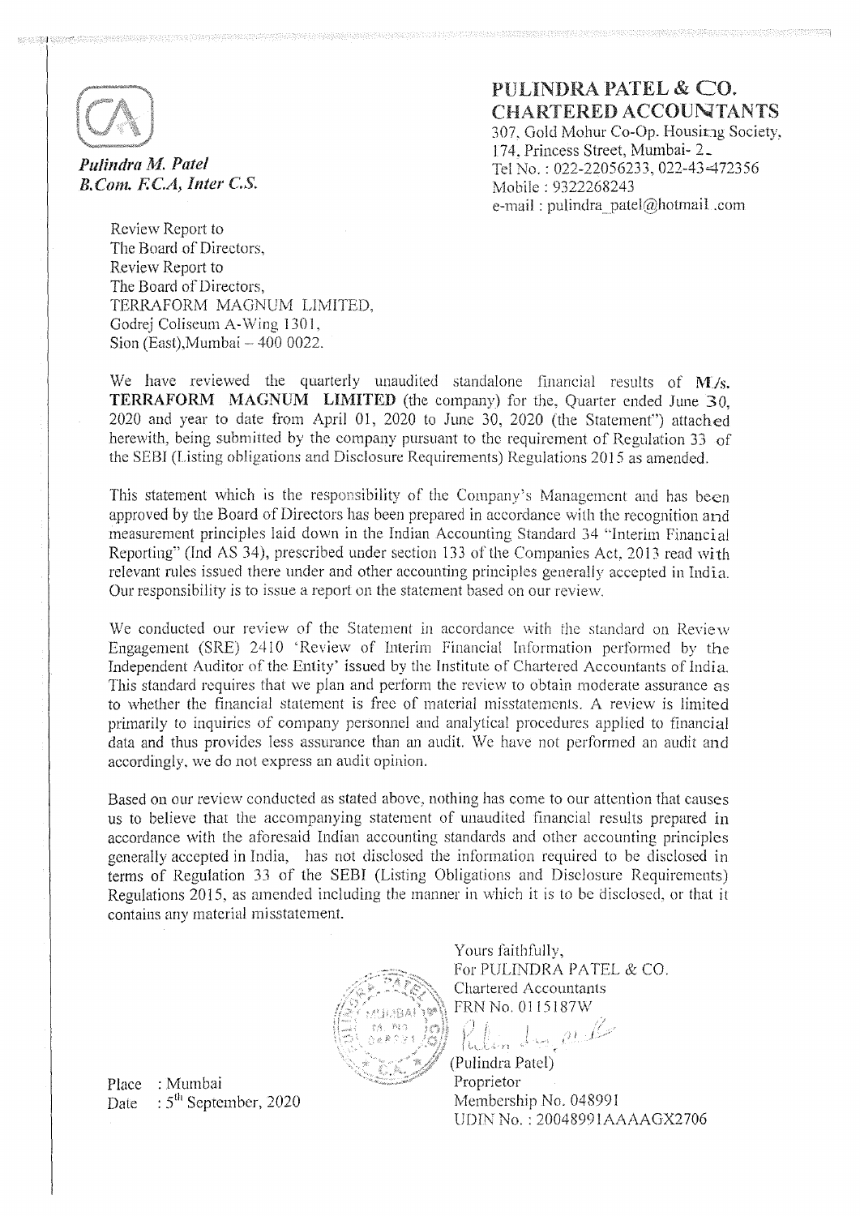**Pulindra M. Patel**
*B.Com. F.C.A, Inter C.S.*

## PULINDRA PATEL & CO.
## CHARTERED ACCOUNTANTS

307, Gold Mohur Co-Op. Housing Society,
174, Princess Street, Mumbai- 2.
Tel No. : 022-22056233, 022-43472356
Mobile : 9322268243
e-mail : pulindra_patel@hotmail.com

Review Report to
The Board of Directors,
Review Report to
The Board of Directors,
TERRAFORM MAGNUM LIMITED,
Godrej Coliseum A-Wing 1301,
Sion (East),Mumbai – 400 0022.

We have reviewed the quarterly unaudited standalone financial results of **M/s. TERRAFORM MAGNUM LIMITED** (the company) for the, Quarter ended June 30, 2020 and year to date from April 01, 2020 to June 30, 2020 (the Statement") attached herewith, being submitted by the company pursuant to the requirement of Regulation 33 of the SEBI (Listing obligations and Disclosure Requirements) Regulations 2015 as amended.

This statement which is the responsibility of the Company's Management and has been approved by the Board of Directors has been prepared in accordance with the recognition and measurement principles laid down in the Indian Accounting Standard 34 "Interim Financial Reporting" (Ind AS 34), prescribed under section 133 of the Companies Act, 2013 read with relevant rules issued there under and other accounting principles generally accepted in India. Our responsibility is to issue a report on the statement based on our review.

We conducted our review of the Statement in accordance with the standard on Review Engagement (SRE) 2410 'Review of Interim Financial Information performed by the Independent Auditor of the Entity' issued by the Institute of Chartered Accountants of India. This standard requires that we plan and perform the review to obtain moderate assurance as to whether the financial statement is free of material misstatements. A review is limited primarily to inquiries of company personnel and analytical procedures applied to financial data and thus provides less assurance than an audit. We have not performed an audit and accordingly, we do not express an audit opinion.

Based on our review conducted as stated above, nothing has come to our attention that causes us to believe that the accompanying statement of unaudited financial results prepared in accordance with the aforesaid Indian accounting standards and other accounting principles generally accepted in India, has not disclosed the information required to be disclosed in terms of Regulation 33 of the SEBI (Listing Obligations and Disclosure Requirements) Regulations 2015, as amended including the manner in which it is to be disclosed, or that it contains any material misstatement.

Yours faithfully,
For PULINDRA PATEL & CO.
Chartered Accountants
FRN No. 0115187W

(Pulindra Patel)
Proprietor
Membership No. 048991
UDIN No. : 20048991AAAAGX2706

Place : Mumbai
Date : 5th September, 2020